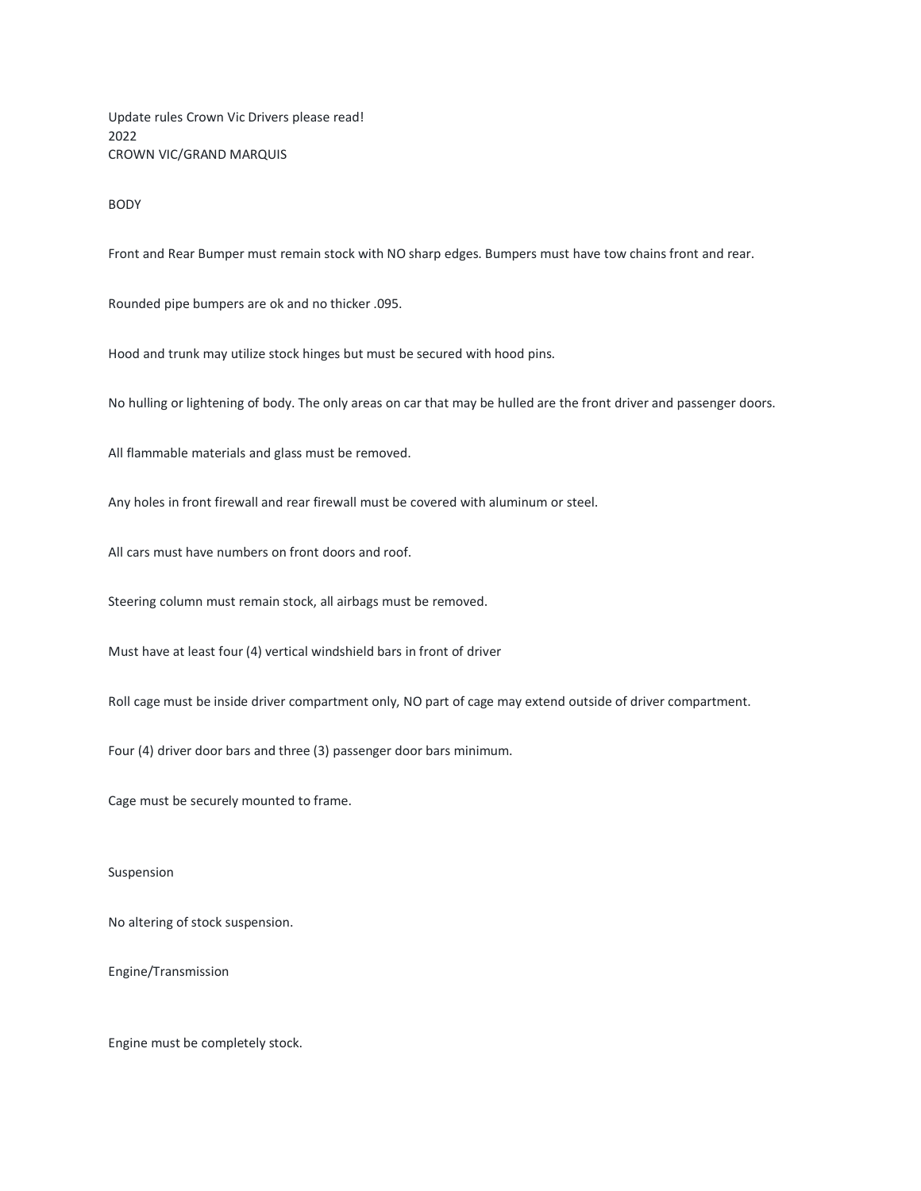Update rules Crown Vic Drivers please read!
2022
CROWN VIC/GRAND MARQUIS

## BODY

Front and Rear Bumper must remain stock with NO sharp edges. Bumpers must have tow chains front and rear.

Rounded pipe bumpers are ok and no thicker .095.

Hood and trunk may utilize stock hinges but must be secured with hood pins.

No hulling or lightening of body. The only areas on car that may be hulled are the front driver and passenger doors.

All flammable materials and glass must be removed.

Any holes in front firewall and rear firewall must be covered with aluminum or steel.

All cars must have numbers on front doors and roof.

Steering column must remain stock, all airbags must be removed.

Must have at least four (4) vertical windshield bars in front of driver

Roll cage must be inside driver compartment only, NO part of cage may extend outside of driver compartment.

Four (4) driver door bars and three (3) passenger door bars minimum.

Cage must be securely mounted to frame.

## Suspension

No altering of stock suspension.

## Engine/Transmission

Engine must be completely stock.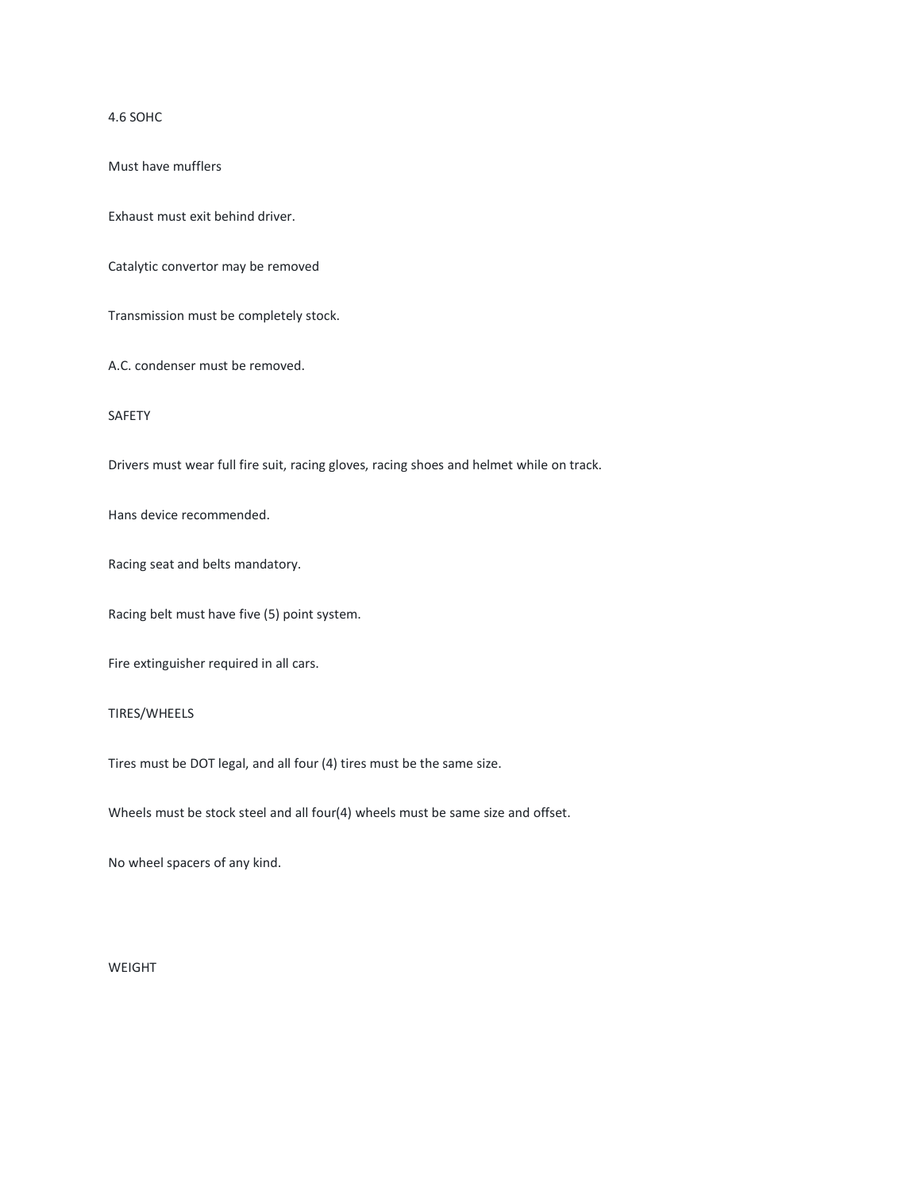4.6 SOHC

Must have mufflers

Exhaust must exit behind driver.

Catalytic convertor may be removed

Transmission must be completely stock.

A.C. condenser must be removed.

## SAFETY

Drivers must wear full fire suit, racing gloves, racing shoes and helmet while on track.

Hans device recommended.

Racing seat and belts mandatory.

Racing belt must have five (5) point system.

Fire extinguisher required in all cars.

## TIRES/WHEELS

Tires must be DOT legal, and all four (4) tires must be the same size.

Wheels must be stock steel and all four(4) wheels must be same size and offset.

No wheel spacers of any kind.

## WEIGHT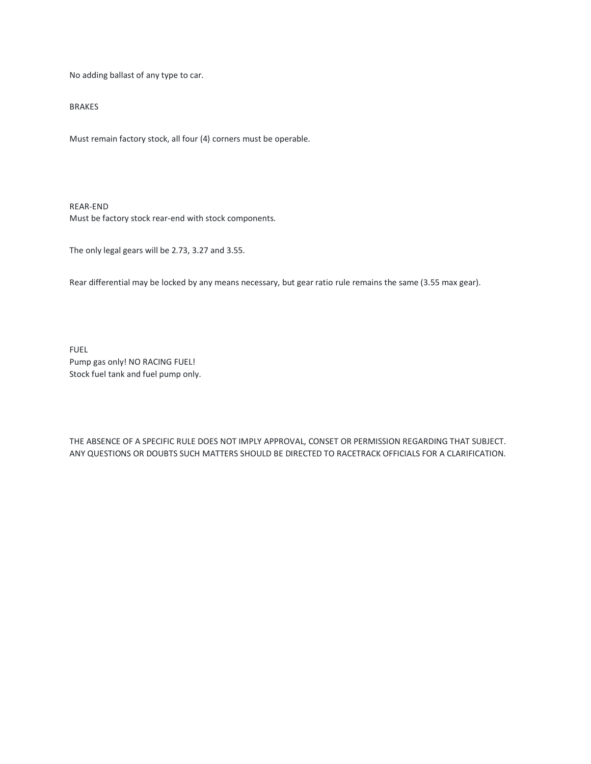No adding ballast of any type to car.

## BRAKES

Must remain factory stock, all four (4) corners must be operable.

## REAR-END

Must be factory stock rear-end with stock components.

The only legal gears will be 2.73, 3.27 and 3.55.

Rear differential may be locked by any means necessary, but gear ratio rule remains the same (3.55 max gear).

## FUEL

Pump gas only! NO RACING FUEL!
Stock fuel tank and fuel pump only.

THE ABSENCE OF A SPECIFIC RULE DOES NOT IMPLY APPROVAL, CONSET OR PERMISSION REGARDING THAT SUBJECT. ANY QUESTIONS OR DOUBTS SUCH MATTERS SHOULD BE DIRECTED TO RACETRACK OFFICIALS FOR A CLARIFICATION.